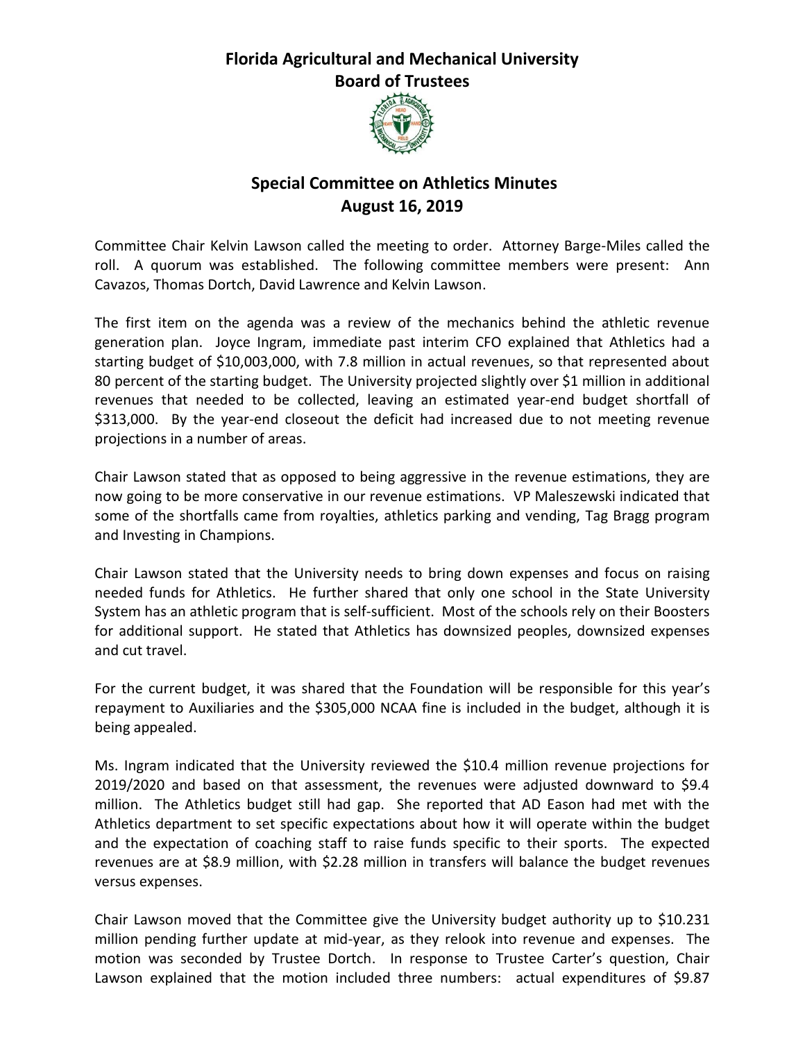# Florida Agricultural and Mechanical University
## Board of Trustees

## Special Committee on Athletics Minutes
## August 16, 2019

Committee Chair Kelvin Lawson called the meeting to order. Attorney Barge-Miles called the roll. A quorum was established. The following committee members were present: Ann Cavazos, Thomas Dortch, David Lawrence and Kelvin Lawson.

The first item on the agenda was a review of the mechanics behind the athletic revenue generation plan. Joyce Ingram, immediate past interim CFO explained that Athletics had a starting budget of $10,003,000, with 7.8 million in actual revenues, so that represented about 80 percent of the starting budget. The University projected slightly over $1 million in additional revenues that needed to be collected, leaving an estimated year-end budget shortfall of $313,000. By the year-end closeout the deficit had increased due to not meeting revenue projections in a number of areas.

Chair Lawson stated that as opposed to being aggressive in the revenue estimations, they are now going to be more conservative in our revenue estimations. VP Maleszewski indicated that some of the shortfalls came from royalties, athletics parking and vending, Tag Bragg program and Investing in Champions.

Chair Lawson stated that the University needs to bring down expenses and focus on raising needed funds for Athletics. He further shared that only one school in the State University System has an athletic program that is self-sufficient. Most of the schools rely on their Boosters for additional support. He stated that Athletics has downsized peoples, downsized expenses and cut travel.

For the current budget, it was shared that the Foundation will be responsible for this year's repayment to Auxiliaries and the $305,000 NCAA fine is included in the budget, although it is being appealed.

Ms. Ingram indicated that the University reviewed the $10.4 million revenue projections for 2019/2020 and based on that assessment, the revenues were adjusted downward to $9.4 million. The Athletics budget still had gap. She reported that AD Eason had met with the Athletics department to set specific expectations about how it will operate within the budget and the expectation of coaching staff to raise funds specific to their sports. The expected revenues are at $8.9 million, with $2.28 million in transfers will balance the budget revenues versus expenses.

Chair Lawson moved that the Committee give the University budget authority up to $10.231 million pending further update at mid-year, as they relook into revenue and expenses. The motion was seconded by Trustee Dortch. In response to Trustee Carter's question, Chair Lawson explained that the motion included three numbers: actual expenditures of $9.87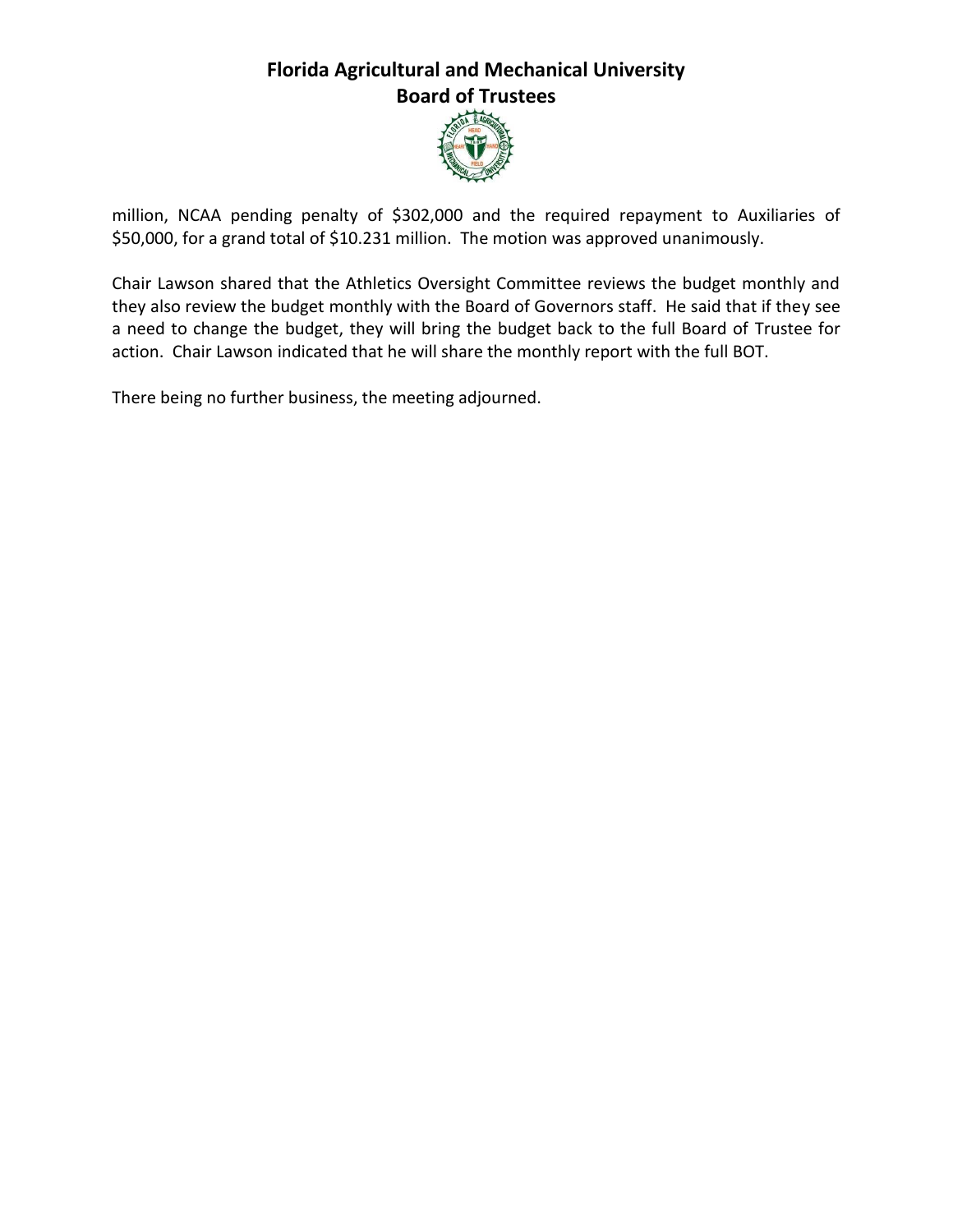million, NCAA pending penalty of $302,000 and the required repayment to Auxiliaries of $50,000, for a grand total of $10.231 million. The motion was approved unanimously.

Chair Lawson shared that the Athletics Oversight Committee reviews the budget monthly and they also review the budget monthly with the Board of Governors staff. He said that if they see a need to change the budget, they will bring the budget back to the full Board of Trustee for action. Chair Lawson indicated that he will share the monthly report with the full BOT.

There being no further business, the meeting adjourned.